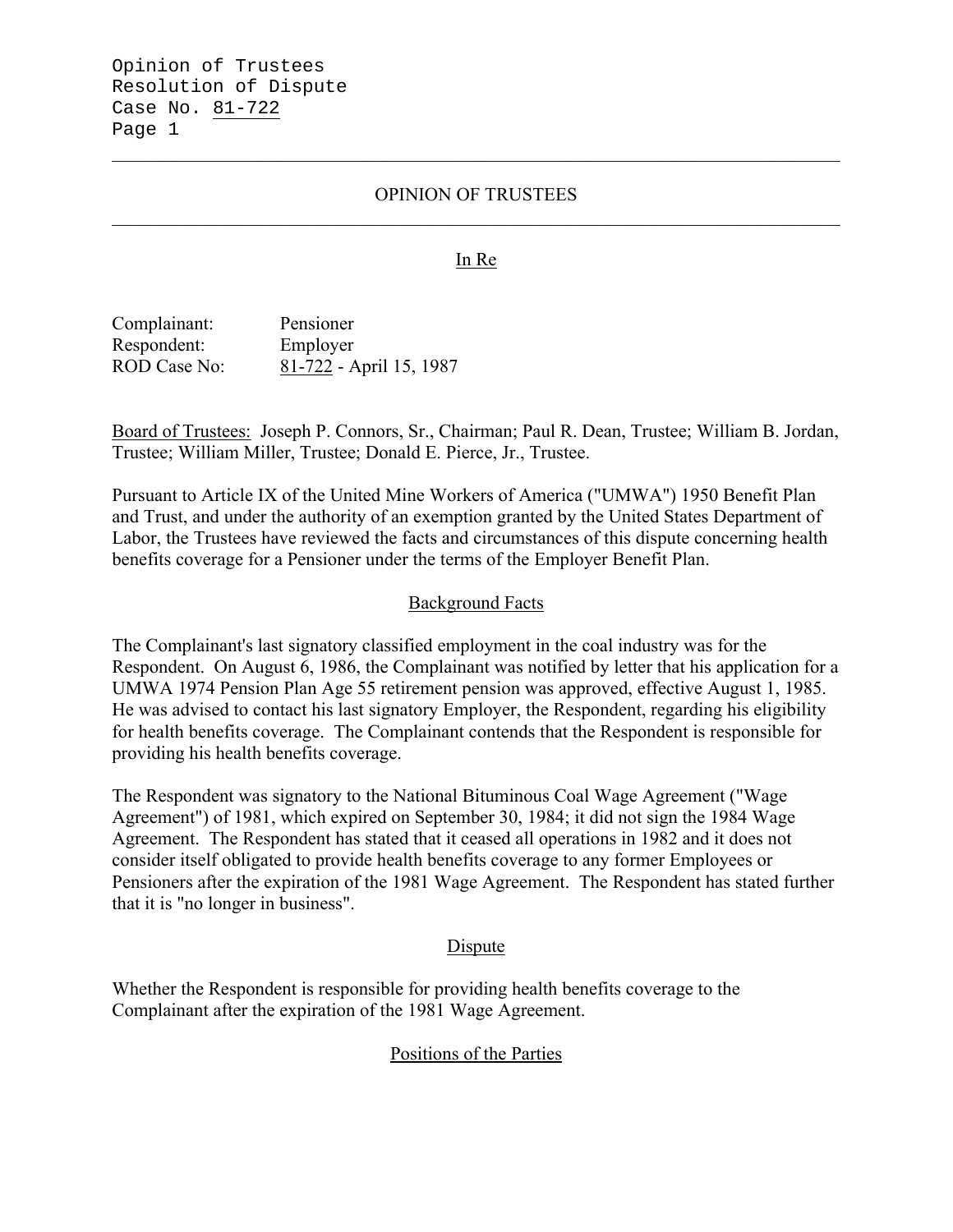# OPINION OF TRUSTEES

## In Re

Complainant: Pensioner
Respondent: Employer
ROD Case No: 81-722 - April 15, 1987

Board of Trustees: Joseph P. Connors, Sr., Chairman; Paul R. Dean, Trustee; William B. Jordan, Trustee; William Miller, Trustee; Donald E. Pierce, Jr., Trustee.

Pursuant to Article IX of the United Mine Workers of America ("UMWA") 1950 Benefit Plan and Trust, and under the authority of an exemption granted by the United States Department of Labor, the Trustees have reviewed the facts and circumstances of this dispute concerning health benefits coverage for a Pensioner under the terms of the Employer Benefit Plan.

## Background Facts

The Complainant's last signatory classified employment in the coal industry was for the Respondent. On August 6, 1986, the Complainant was notified by letter that his application for a UMWA 1974 Pension Plan Age 55 retirement pension was approved, effective August 1, 1985. He was advised to contact his last signatory Employer, the Respondent, regarding his eligibility for health benefits coverage. The Complainant contends that the Respondent is responsible for providing his health benefits coverage.

The Respondent was signatory to the National Bituminous Coal Wage Agreement ("Wage Agreement") of 1981, which expired on September 30, 1984; it did not sign the 1984 Wage Agreement. The Respondent has stated that it ceased all operations in 1982 and it does not consider itself obligated to provide health benefits coverage to any former Employees or Pensioners after the expiration of the 1981 Wage Agreement. The Respondent has stated further that it is "no longer in business".

## Dispute

Whether the Respondent is responsible for providing health benefits coverage to the Complainant after the expiration of the 1981 Wage Agreement.

## Positions of the Parties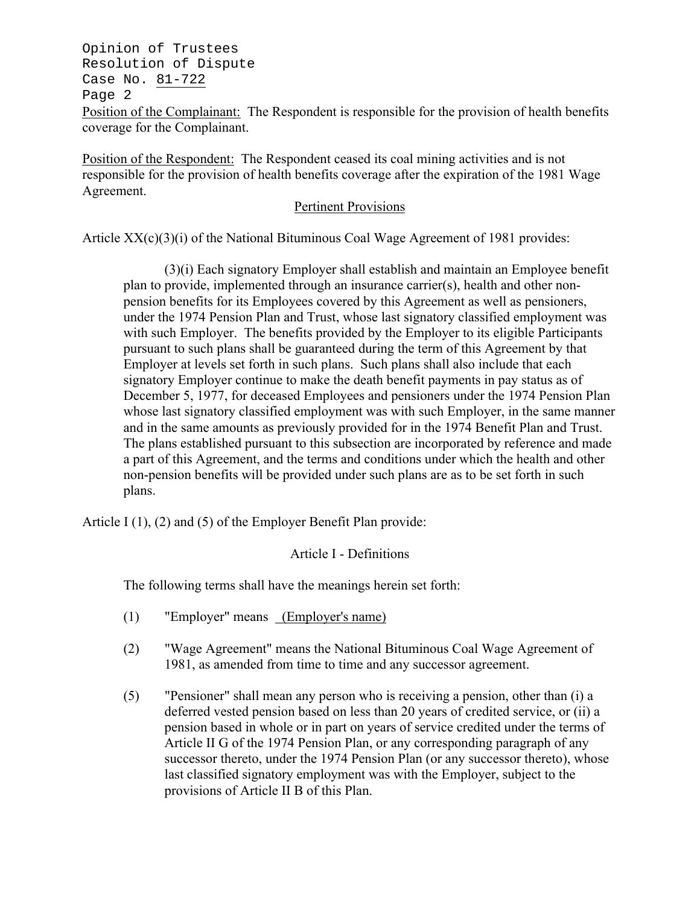Position of the Complainant: The Respondent is responsible for the provision of health benefits coverage for the Complainant.

Position of the Respondent: The Respondent ceased its coal mining activities and is not responsible for the provision of health benefits coverage after the expiration of the 1981 Wage Agreement.

## Pertinent Provisions

Article XX(c)(3)(i) of the National Bituminous Coal Wage Agreement of 1981 provides:

> (3)(i) Each signatory Employer shall establish and maintain an Employee benefit plan to provide, implemented through an insurance carrier(s), health and other non-pension benefits for its Employees covered by this Agreement as well as pensioners, under the 1974 Pension Plan and Trust, whose last signatory classified employment was with such Employer. The benefits provided by the Employer to its eligible Participants pursuant to such plans shall be guaranteed during the term of this Agreement by that Employer at levels set forth in such plans. Such plans shall also include that each signatory Employer continue to make the death benefit payments in pay status as of December 5, 1977, for deceased Employees and pensioners under the 1974 Pension Plan whose last signatory classified employment was with such Employer, in the same manner and in the same amounts as previously provided for in the 1974 Benefit Plan and Trust. The plans established pursuant to this subsection are incorporated by reference and made a part of this Agreement, and the terms and conditions under which the health and other non-pension benefits will be provided under such plans are as to be set forth in such plans.

Article I (1), (2) and (5) of the Employer Benefit Plan provide:

> Article I - Definitions
>
> The following terms shall have the meanings herein set forth:
>
> (1) "Employer" means (Employer's name)
>
> (2) "Wage Agreement" means the National Bituminous Coal Wage Agreement of 1981, as amended from time to time and any successor agreement.
>
> (5) "Pensioner" shall mean any person who is receiving a pension, other than (i) a deferred vested pension based on less than 20 years of credited service, or (ii) a pension based in whole or in part on years of service credited under the terms of Article II G of the 1974 Pension Plan, or any corresponding paragraph of any successor thereto, under the 1974 Pension Plan (or any successor thereto), whose last classified signatory employment was with the Employer, subject to the provisions of Article II B of this Plan.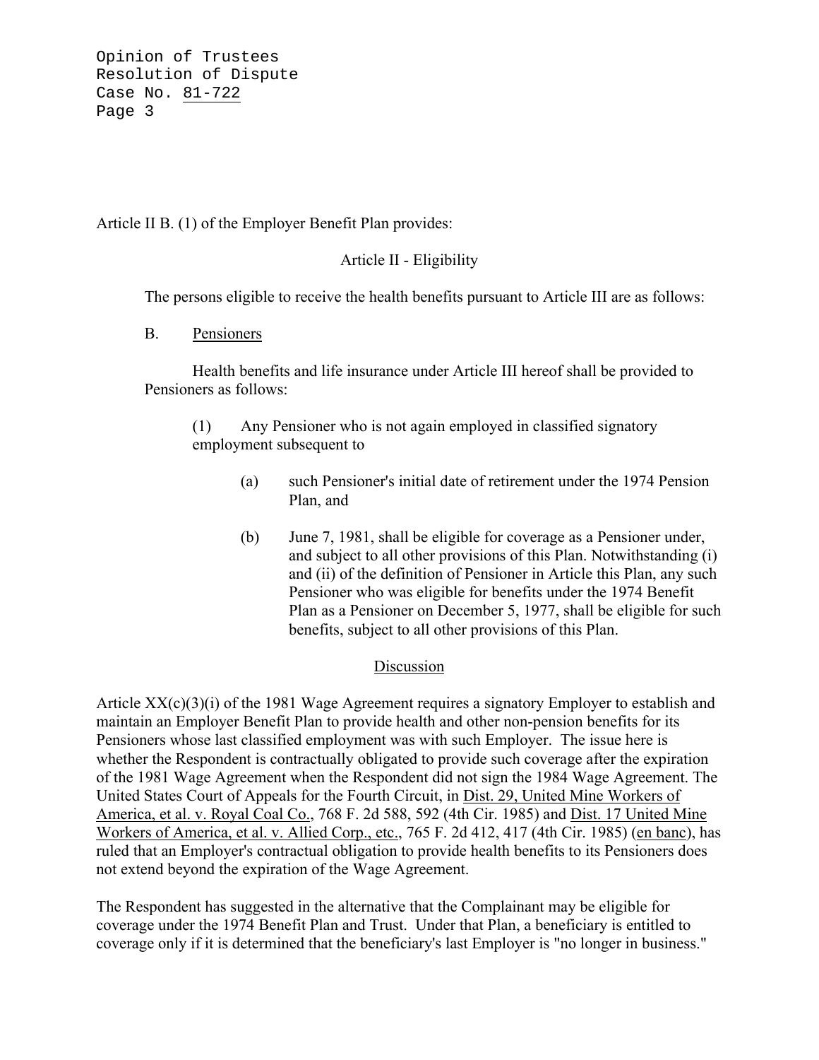Article II B. (1) of the Employer Benefit Plan provides:

Article II - Eligibility

The persons eligible to receive the health benefits pursuant to Article III are as follows:

B. Pensioners

Health benefits and life insurance under Article III hereof shall be provided to Pensioners as follows:

(1) Any Pensioner who is not again employed in classified signatory employment subsequent to

(a) such Pensioner's initial date of retirement under the 1974 Pension Plan, and

(b) June 7, 1981, shall be eligible for coverage as a Pensioner under, and subject to all other provisions of this Plan. Notwithstanding (i) and (ii) of the definition of Pensioner in Article this Plan, any such Pensioner who was eligible for benefits under the 1974 Benefit Plan as a Pensioner on December 5, 1977, shall be eligible for such benefits, subject to all other provisions of this Plan.

## Discussion

Article XX(c)(3)(i) of the 1981 Wage Agreement requires a signatory Employer to establish and maintain an Employer Benefit Plan to provide health and other non-pension benefits for its Pensioners whose last classified employment was with such Employer. The issue here is whether the Respondent is contractually obligated to provide such coverage after the expiration of the 1981 Wage Agreement when the Respondent did not sign the 1984 Wage Agreement. The United States Court of Appeals for the Fourth Circuit, in Dist. 29, United Mine Workers of America, et al. v. Royal Coal Co., 768 F. 2d 588, 592 (4th Cir. 1985) and Dist. 17 United Mine Workers of America, et al. v. Allied Corp., etc., 765 F. 2d 412, 417 (4th Cir. 1985) (en banc), has ruled that an Employer's contractual obligation to provide health benefits to its Pensioners does not extend beyond the expiration of the Wage Agreement.

The Respondent has suggested in the alternative that the Complainant may be eligible for coverage under the 1974 Benefit Plan and Trust. Under that Plan, a beneficiary is entitled to coverage only if it is determined that the beneficiary's last Employer is "no longer in business."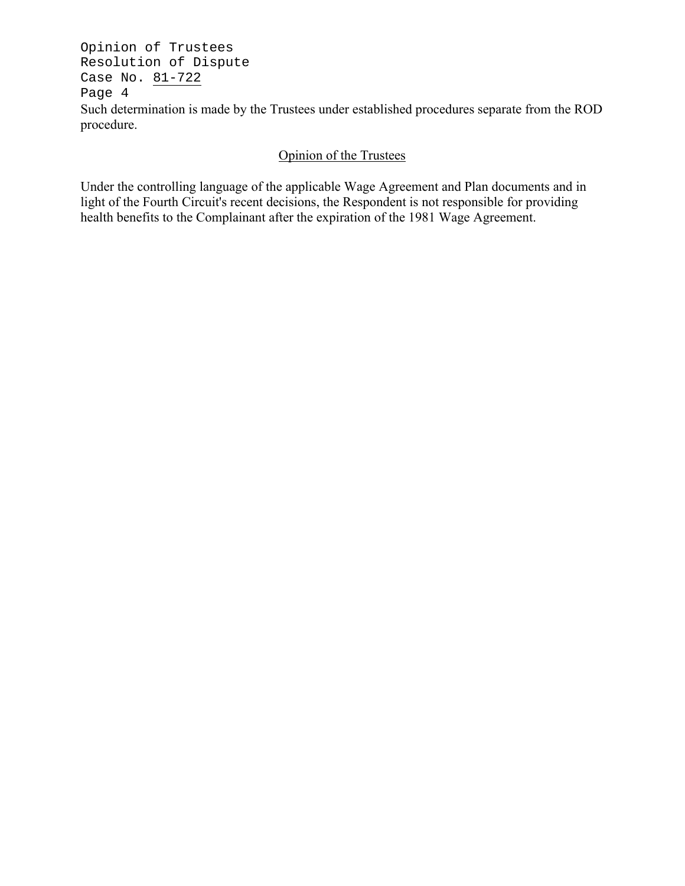Such determination is made by the Trustees under established procedures separate from the ROD procedure.

## Opinion of the Trustees

Under the controlling language of the applicable Wage Agreement and Plan documents and in light of the Fourth Circuit's recent decisions, the Respondent is not responsible for providing health benefits to the Complainant after the expiration of the 1981 Wage Agreement.